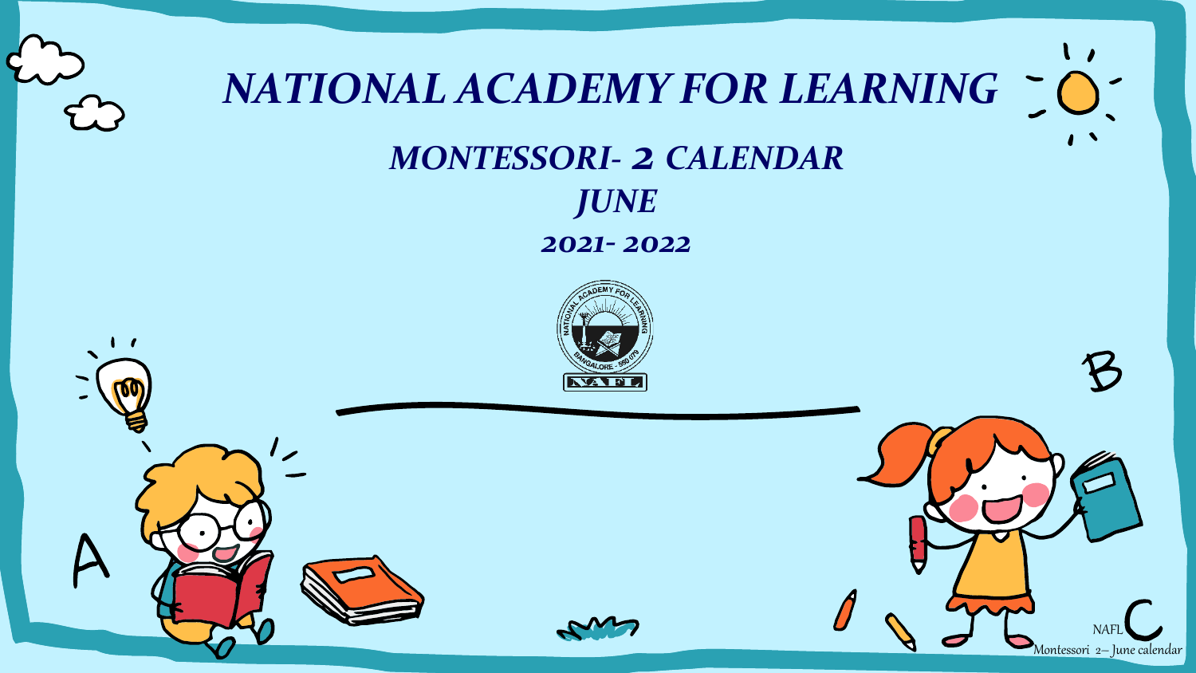# NATIONAL ACADEMY FOR LEARNING

## MONTESSORI- 2 CALENDAR

## JUNE

## 2021- 2022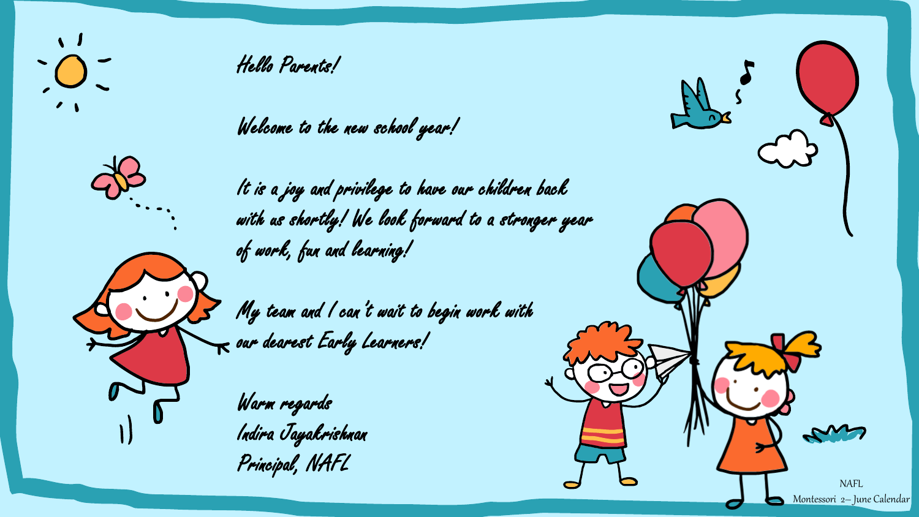Hello Parents!

Welcome to the new school year!

It is a joy and privilege to have our children back with us shortly! We look forward to a stronger year of work, fun and learning!

My team and I can't wait to begin work with our dearest Early Learners!

Warm regards
Indira Jayakrishnan
Principal, NAFL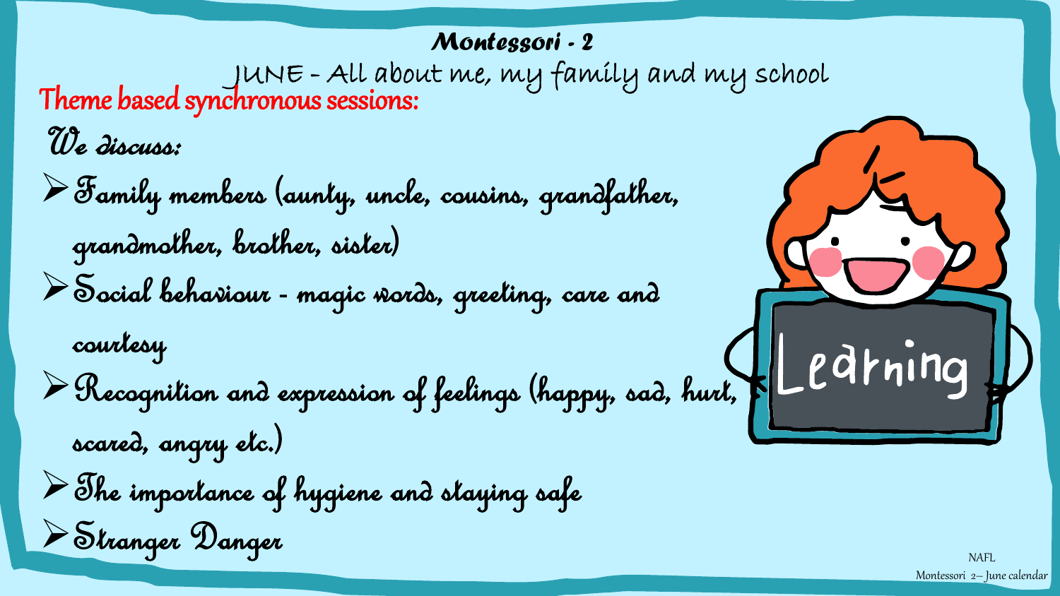**Montessori - 2**

JUNE - All about me, my family and my school

## Theme based synchronous sessions:

*We discuss:*

- Family members (aunty, uncle, cousins, grandfather, grandmother, brother, sister)
- Social behaviour - magic words, greeting, care and courtesy
- Recognition and expression of feelings (happy, sad, hurt, scared, angry etc.)
- The importance of hygiene and staying safe
- Stranger Danger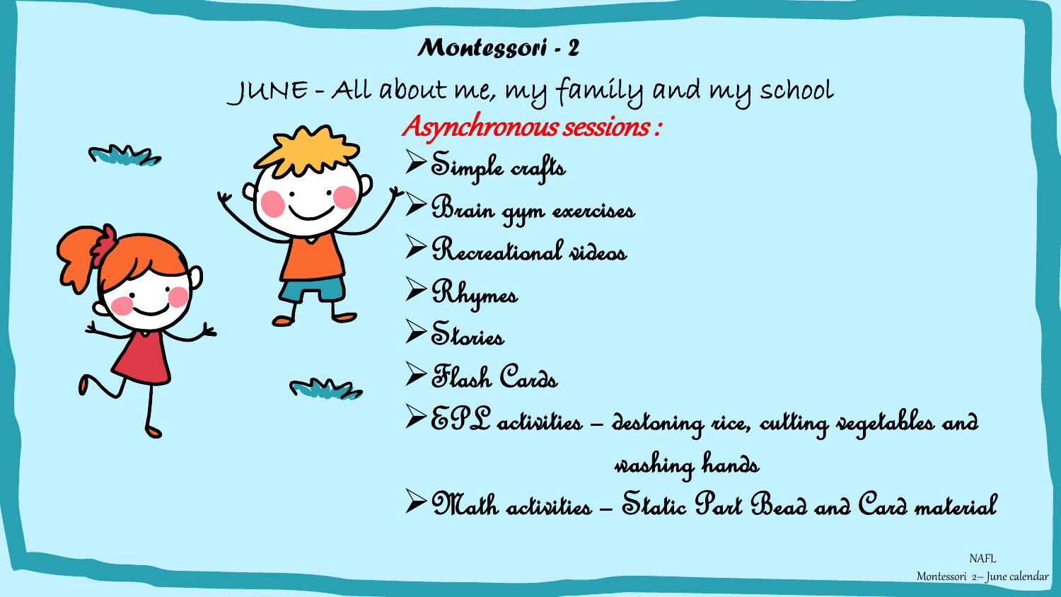## Montessori - 2

JUNE - All about me, my family and my school

*Asynchronous sessions :*

- Simple crafts
- Brain gym exercises
- Recreational videos
- Rhymes
- Stories
- Flash Cards
- EPL activities – destoning rice, cutting vegetables and washing hands
- Math activities – Static Part Bead and Card material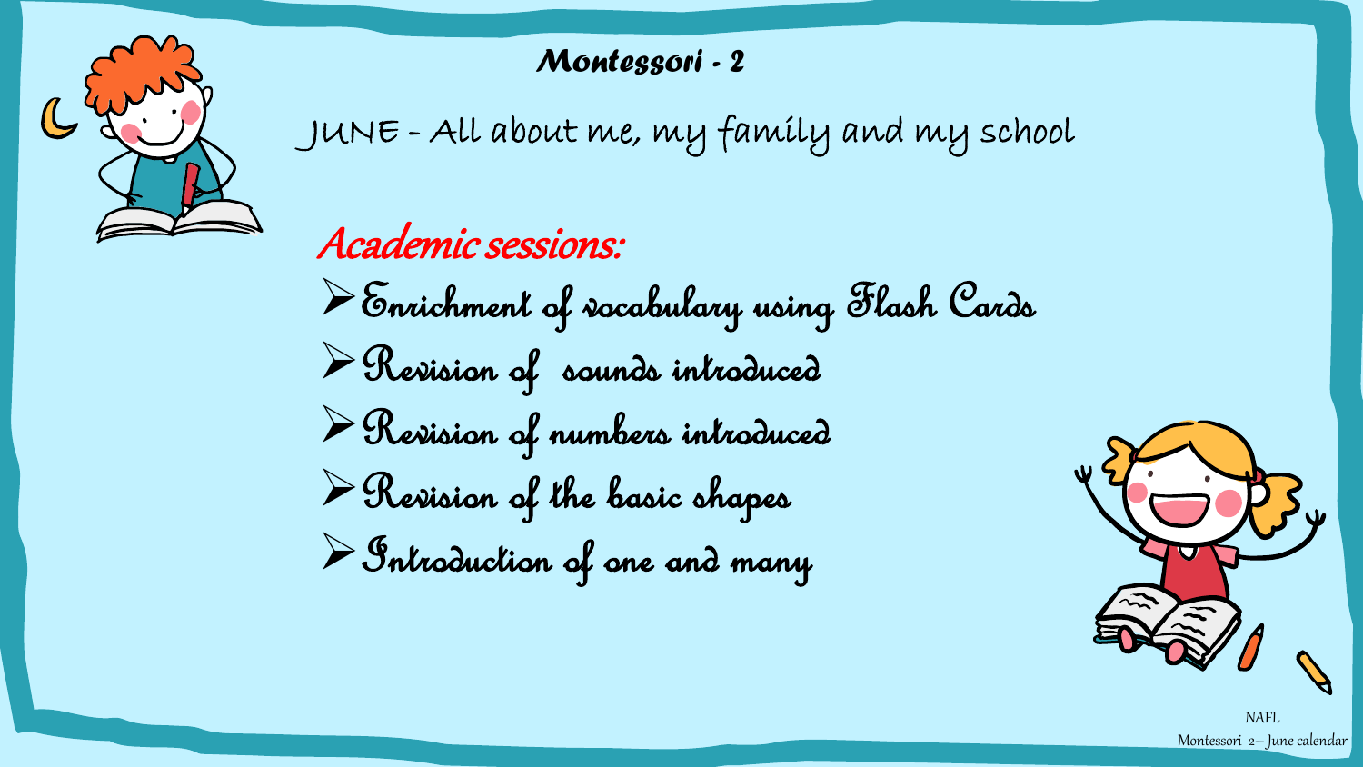# Montessori - 2

## JUNE - All about me, my family and my school

### *Academic sessions:*

- Enrichment of vocabulary using Flash Cards
- Revision of sounds introduced
- Revision of numbers introduced
- Revision of the basic shapes
- Introduction of one and many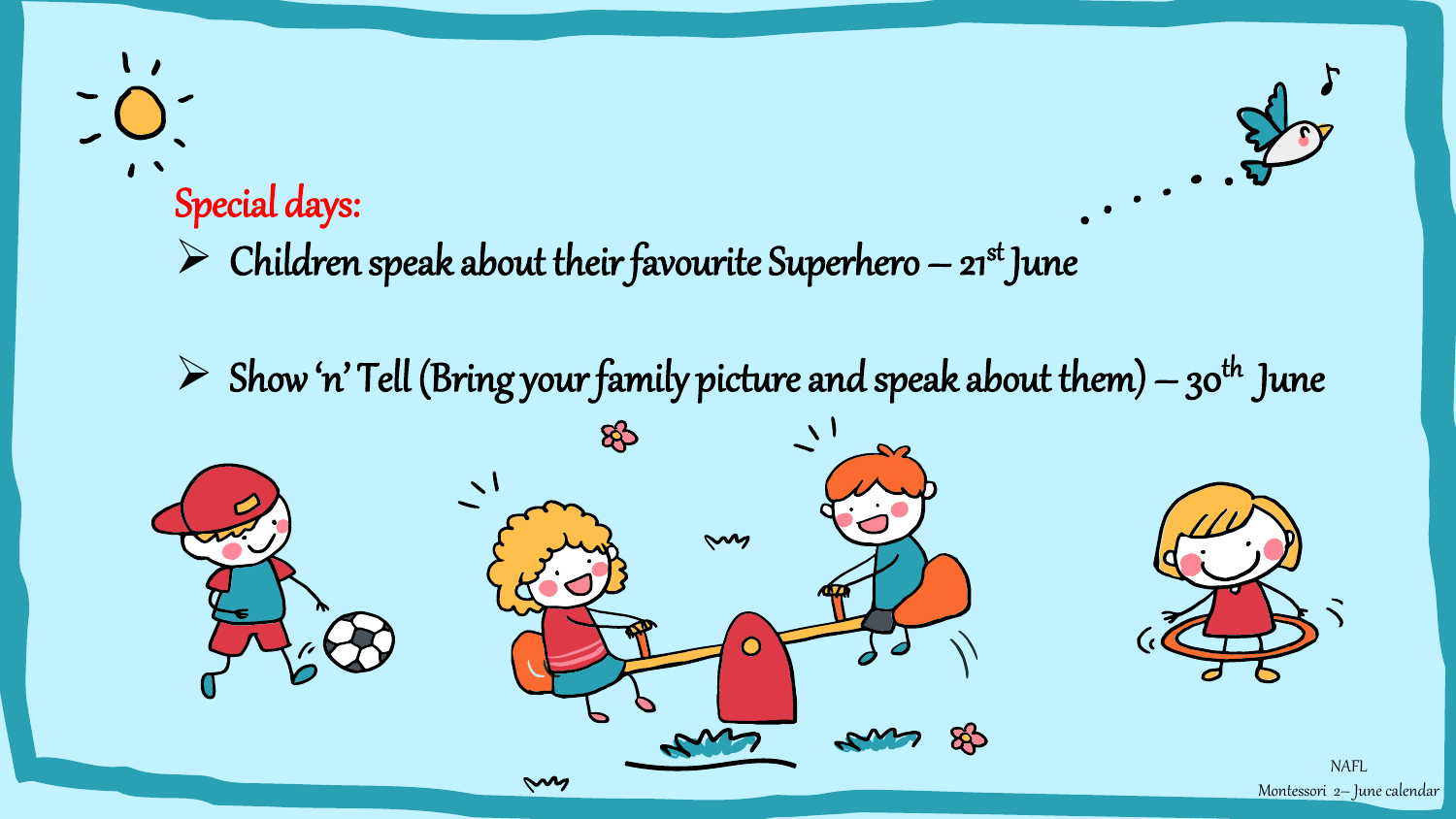## Special days:

- Children speak about their favourite Superhero – 21st June
- Show 'n' Tell (Bring your family picture and speak about them) – 30th June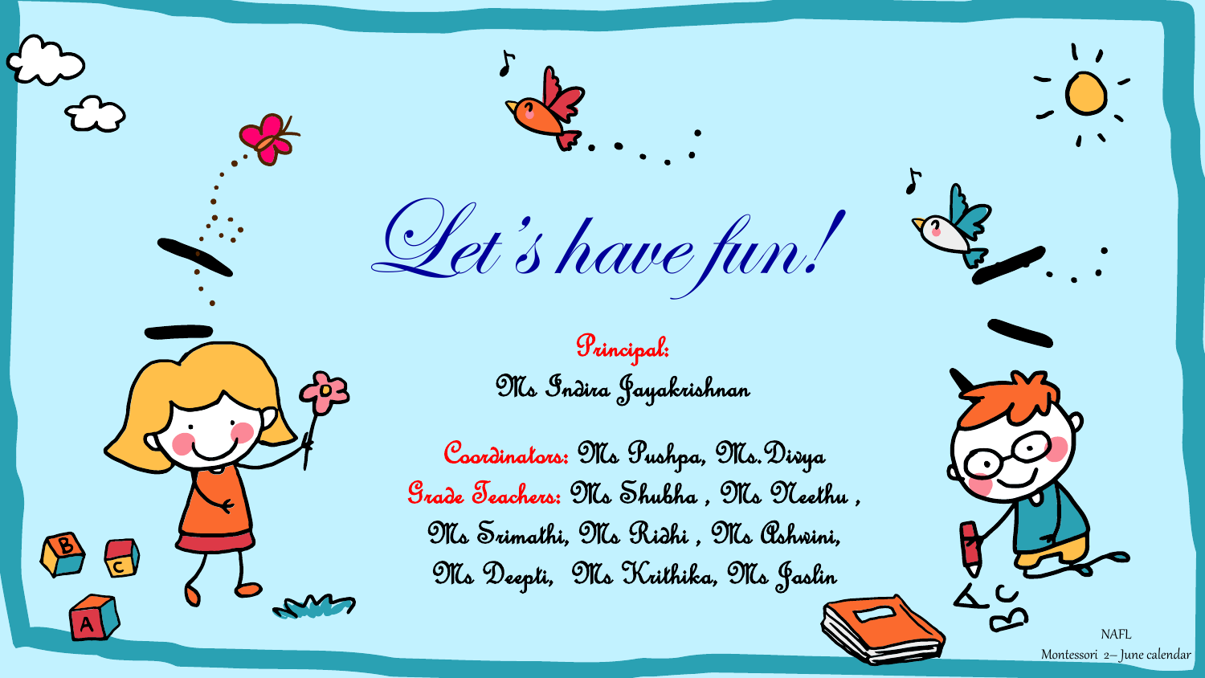# Let's have fun!

**Principal:**

Ms Indira Jayakrishnan

**Coordinators:** Ms Pushpa, Ms.Divya

**Grade Teachers:** Ms Shubha , Ms Neethu , Ms Srimathi, Ms Ridhi , Ms Ashwini, Ms Deepti, Ms Krithika, Ms Jaslin

NAFL

Montessori 2– June calendar